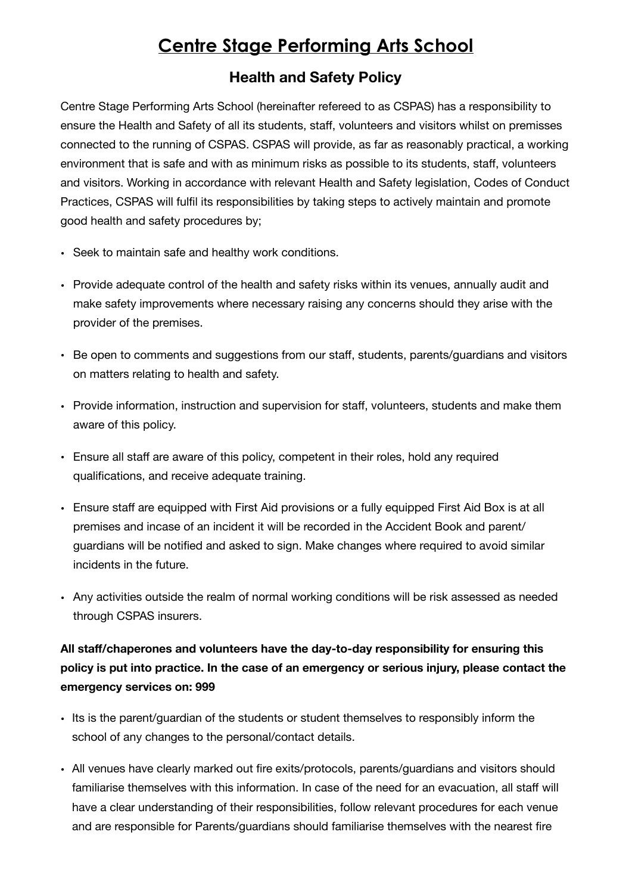# Centre Stage Performing Arts School

## Health and Safety Policy

Centre Stage Performing Arts School (hereinafter refereed to as CSPAS) has a responsibility to ensure the Health and Safety of all its students, staff, volunteers and visitors whilst on premisses connected to the running of CSPAS. CSPAS will provide, as far as reasonably practical, a working environment that is safe and with as minimum risks as possible to its students, staff, volunteers and visitors. Working in accordance with relevant Health and Safety legislation, Codes of Conduct Practices, CSPAS will fulfil its responsibilities by taking steps to actively maintain and promote good health and safety procedures by;

- Seek to maintain safe and healthy work conditions.
- Provide adequate control of the health and safety risks within its venues, annually audit and make safety improvements where necessary raising any concerns should they arise with the provider of the premises.
- Be open to comments and suggestions from our staff, students, parents/guardians and visitors on matters relating to health and safety.
- Provide information, instruction and supervision for staff, volunteers, students and make them aware of this policy.
- Ensure all staff are aware of this policy, competent in their roles, hold any required qualifications, and receive adequate training.
- Ensure staff are equipped with First Aid provisions or a fully equipped First Aid Box is at all premises and incase of an incident it will be recorded in the Accident Book and parent/guardians will be notified and asked to sign. Make changes where required to avoid similar incidents in the future.
- Any activities outside the realm of normal working conditions will be risk assessed as needed through CSPAS insurers.

**All staff/chaperones and volunteers have the day-to-day responsibility for ensuring this policy is put into practice. In the case of an emergency or serious injury, please contact the emergency services on: 999**

- Its is the parent/guardian of the students or student themselves to responsibly inform the school of any changes to the personal/contact details.
- All venues have clearly marked out fire exits/protocols, parents/guardians and visitors should familiarise themselves with this information. In case of the need for an evacuation, all staff will have a clear understanding of their responsibilities, follow relevant procedures for each venue and are responsible for Parents/guardians should familiarise themselves with the nearest fire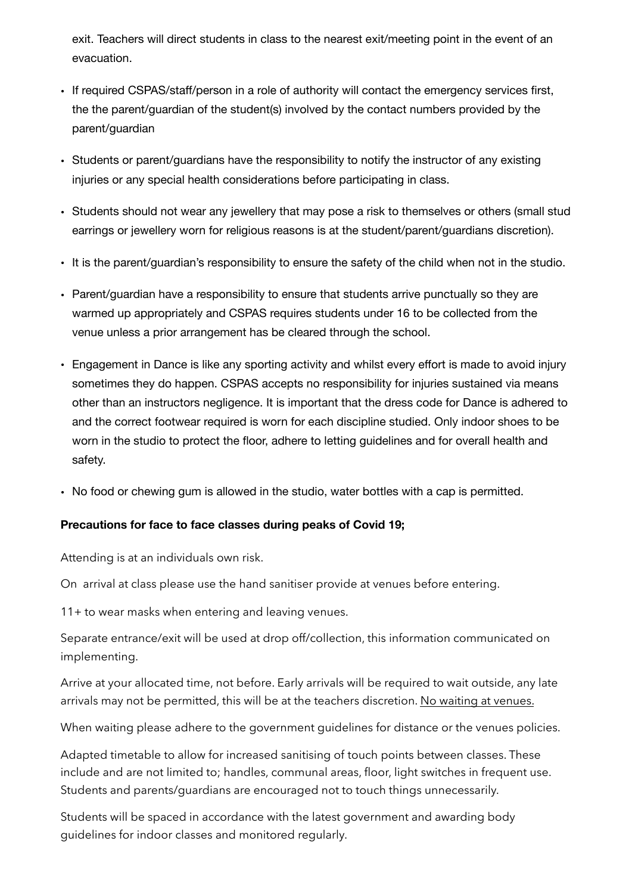exit. Teachers will direct students in class to the nearest exit/meeting point in the event of an evacuation.

- If required CSPAS/staff/person in a role of authority will contact the emergency services first, the the parent/guardian of the student(s) involved by the contact numbers provided by the parent/guardian
- Students or parent/guardians have the responsibility to notify the instructor of any existing injuries or any special health considerations before participating in class.
- Students should not wear any jewellery that may pose a risk to themselves or others (small stud earrings or jewellery worn for religious reasons is at the student/parent/guardians discretion).
- It is the parent/guardian's responsibility to ensure the safety of the child when not in the studio.
- Parent/guardian have a responsibility to ensure that students arrive punctually so they are warmed up appropriately and CSPAS requires students under 16 to be collected from the venue unless a prior arrangement has be cleared through the school.
- Engagement in Dance is like any sporting activity and whilst every effort is made to avoid injury sometimes they do happen. CSPAS accepts no responsibility for injuries sustained via means other than an instructors negligence. It is important that the dress code for Dance is adhered to and the correct footwear required is worn for each discipline studied. Only indoor shoes to be worn in the studio to protect the floor, adhere to letting guidelines and for overall health and safety.
- No food or chewing gum is allowed in the studio, water bottles with a cap is permitted.

**Precautions for face to face classes during peaks of Covid 19;**

Attending is at an individuals own risk.

On arrival at class please use the hand sanitiser provide at venues before entering.

11+ to wear masks when entering and leaving venues.

Separate entrance/exit will be used at drop off/collection, this information communicated on implementing.

Arrive at your allocated time, not before. Early arrivals will be required to wait outside, any late arrivals may not be permitted, this will be at the teachers discretion. <u>No waiting at venues.</u>

When waiting please adhere to the government guidelines for distance or the venues policies.

Adapted timetable to allow for increased sanitising of touch points between classes. These include and are not limited to; handles, communal areas, floor, light switches in frequent use. Students and parents/guardians are encouraged not to touch things unnecessarily.

Students will be spaced in accordance with the latest government and awarding body guidelines for indoor classes and monitored regularly.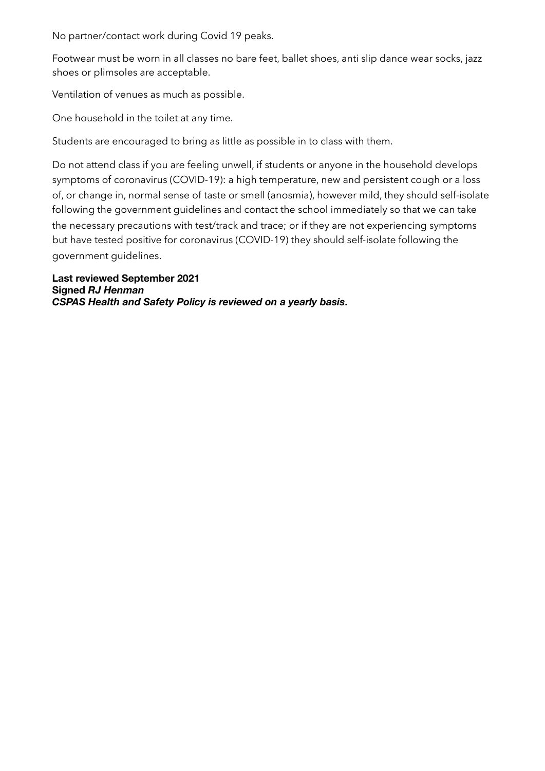No partner/contact work during Covid 19 peaks.

Footwear must be worn in all classes no bare feet, ballet shoes, anti slip dance wear socks, jazz shoes or plimsoles are acceptable.

Ventilation of venues as much as possible.

One household in the toilet at any time.

Students are encouraged to bring as little as possible in to class with them.

Do not attend class if you are feeling unwell, if students or anyone in the household develops symptoms of coronavirus (COVID-19): a high temperature, new and persistent cough or a loss of, or change in, normal sense of taste or smell (anosmia), however mild, they should self-isolate following the government guidelines and contact the school immediately so that we can take the necessary precautions with test/track and trace; or if they are not experiencing symptoms but have tested positive for coronavirus (COVID-19) they should self-isolate following the government guidelines.

**Last reviewed September 2021**
**Signed *RJ Henman***
***CSPAS Health and Safety Policy is reviewed on a yearly basis*.**